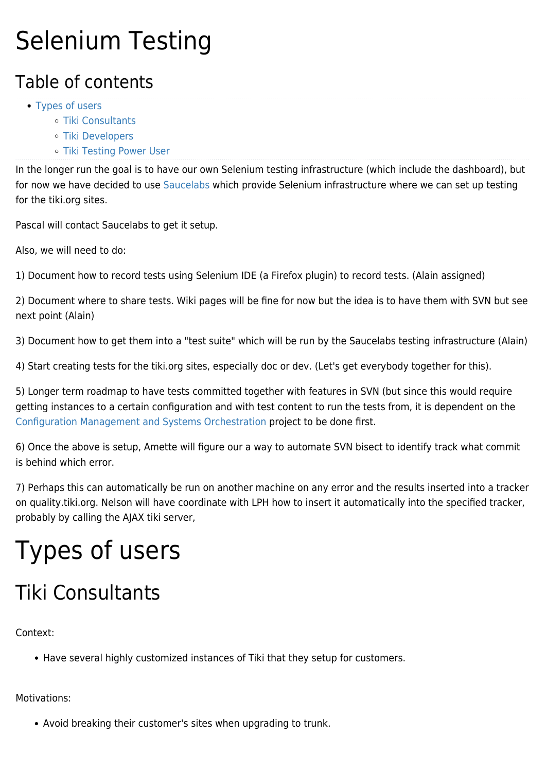# Selenium Testing

## Table of contents

- Types of users
    - Tiki Consultants
    - Tiki Developers
    - Tiki Testing Power User

In the longer run the goal is to have our own Selenium testing infrastructure (which include the dashboard), but for now we have decided to use Saucelabs which provide Selenium infrastructure where we can set up testing for the tiki.org sites.

Pascal will contact Saucelabs to get it setup.

Also, we will need to do:

1) Document how to record tests using Selenium IDE (a Firefox plugin) to record tests. (Alain assigned)

2) Document where to share tests. Wiki pages will be fine for now but the idea is to have them with SVN but see next point (Alain)

3) Document how to get them into a "test suite" which will be run by the Saucelabs testing infrastructure (Alain)

4) Start creating tests for the tiki.org sites, especially doc or dev. (Let's get everybody together for this).

5) Longer term roadmap to have tests committed together with features in SVN (but since this would require getting instances to a certain configuration and with test content to run the tests from, it is dependent on the Configuration Management and Systems Orchestration project to be done first.

6) Once the above is setup, Amette will figure our a way to automate SVN bisect to identify track what commit is behind which error.

7) Perhaps this can automatically be run on another machine on any error and the results inserted into a tracker on quality.tiki.org. Nelson will have coordinate with LPH how to insert it automatically into the specified tracker, probably by calling the AJAX tiki server,

# Types of users

## Tiki Consultants

Context:

- Have several highly customized instances of Tiki that they setup for customers.

Motivations:

- Avoid breaking their customer's sites when upgrading to trunk.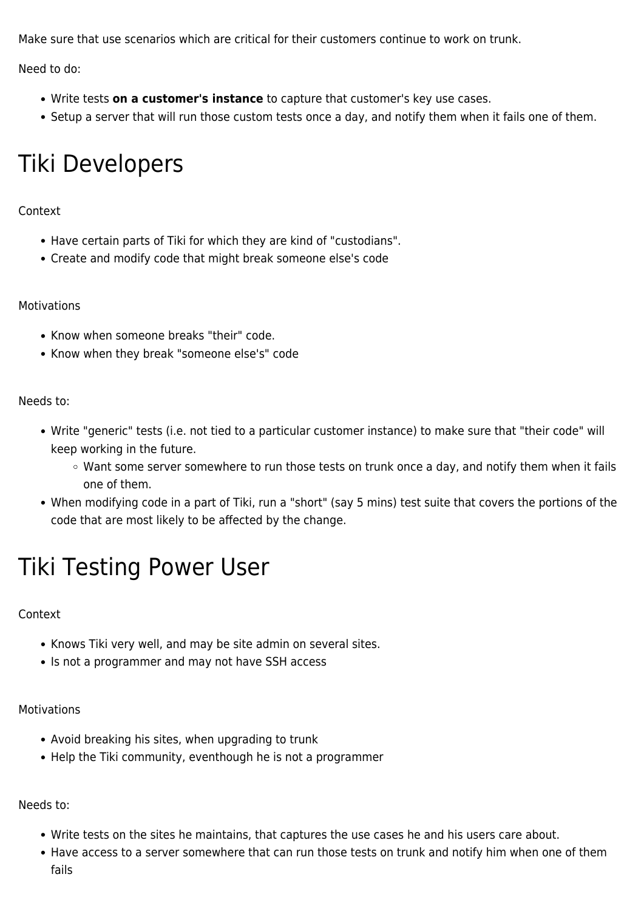Make sure that use scenarios which are critical for their customers continue to work on trunk.

Need to do:

- Write tests **on a customer's instance** to capture that customer's key use cases.
- Setup a server that will run those custom tests once a day, and notify them when it fails one of them.

# Tiki Developers

Context

- Have certain parts of Tiki for which they are kind of "custodians".
- Create and modify code that might break someone else's code

Motivations

- Know when someone breaks "their" code.
- Know when they break "someone else's" code

Needs to:

- Write "generic" tests (i.e. not tied to a particular customer instance) to make sure that "their code" will keep working in the future.
  - Want some server somewhere to run those tests on trunk once a day, and notify them when it fails one of them.
- When modifying code in a part of Tiki, run a "short" (say 5 mins) test suite that covers the portions of the code that are most likely to be affected by the change.

# Tiki Testing Power User

Context

- Knows Tiki very well, and may be site admin on several sites.
- Is not a programmer and may not have SSH access

Motivations

- Avoid breaking his sites, when upgrading to trunk
- Help the Tiki community, eventhough he is not a programmer

Needs to:

- Write tests on the sites he maintains, that captures the use cases he and his users care about.
- Have access to a server somewhere that can run those tests on trunk and notify him when one of them fails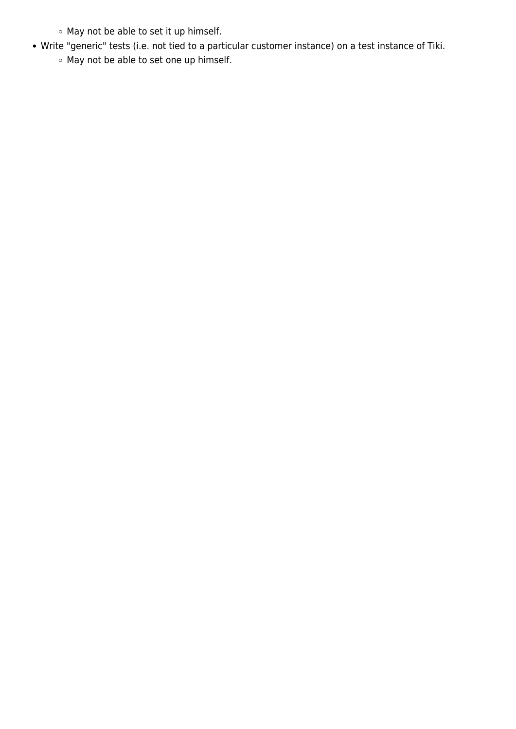- May not be able to set it up himself.
- Write "generic" tests (i.e. not tied to a particular customer instance) on a test instance of Tiki.
    - May not be able to set one up himself.